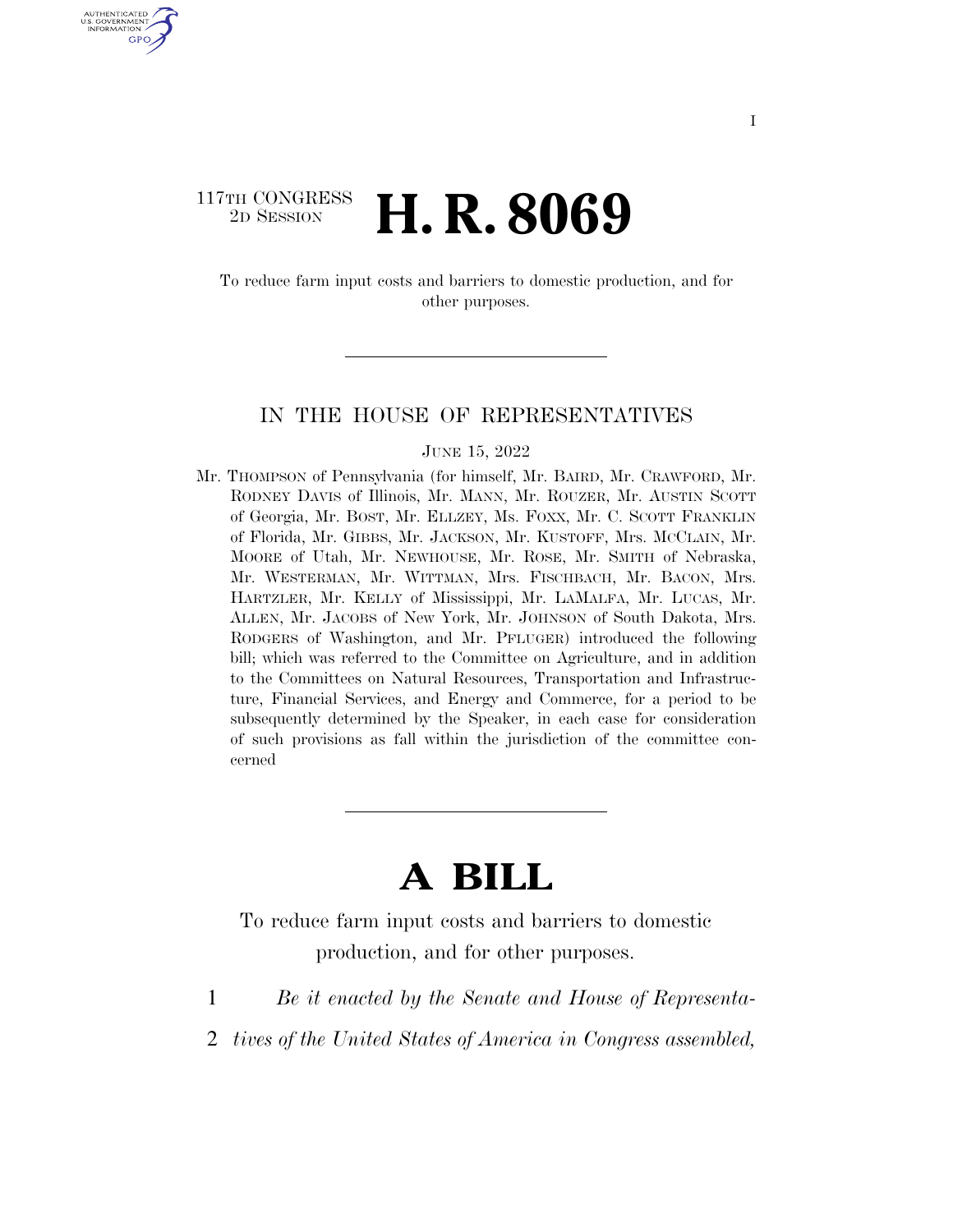117TH CONGRESS
2D SESSION

# H. R. 8069

To reduce farm input costs and barriers to domestic production, and for other purposes.

---

IN THE HOUSE OF REPRESENTATIVES

JUNE 15, 2022

Mr. THOMPSON of Pennsylvania (for himself, Mr. BAIRD, Mr. CRAWFORD, Mr. RODNEY DAVIS of Illinois, Mr. MANN, Mr. ROUZER, Mr. AUSTIN SCOTT of Georgia, Mr. BOST, Mr. ELLZEY, Ms. FOXX, Mr. C. SCOTT FRANKLIN of Florida, Mr. GIBBS, Mr. JACKSON, Mr. KUSTOFF, Mrs. MCCLAIN, Mr. MOORE of Utah, Mr. NEWHOUSE, Mr. ROSE, Mr. SMITH of Nebraska, Mr. WESTERMAN, Mr. WITTMAN, Mrs. FISCHBACH, Mr. BACON, Mrs. HARTZLER, Mr. KELLY of Mississippi, Mr. LAMALFA, Mr. LUCAS, Mr. ALLEN, Mr. JACOBS of New York, Mr. JOHNSON of South Dakota, Mrs. RODGERS of Washington, and Mr. PFLUGER) introduced the following bill; which was referred to the Committee on Agriculture, and in addition to the Committees on Natural Resources, Transportation and Infrastructure, Financial Services, and Energy and Commerce, for a period to be subsequently determined by the Speaker, in each case for consideration of such provisions as fall within the jurisdiction of the committee concerned

---

# A BILL

To reduce farm input costs and barriers to domestic production, and for other purposes.

1 *Be it enacted by the Senate and House of Representa-*
2 *tives of the United States of America in Congress assembled,*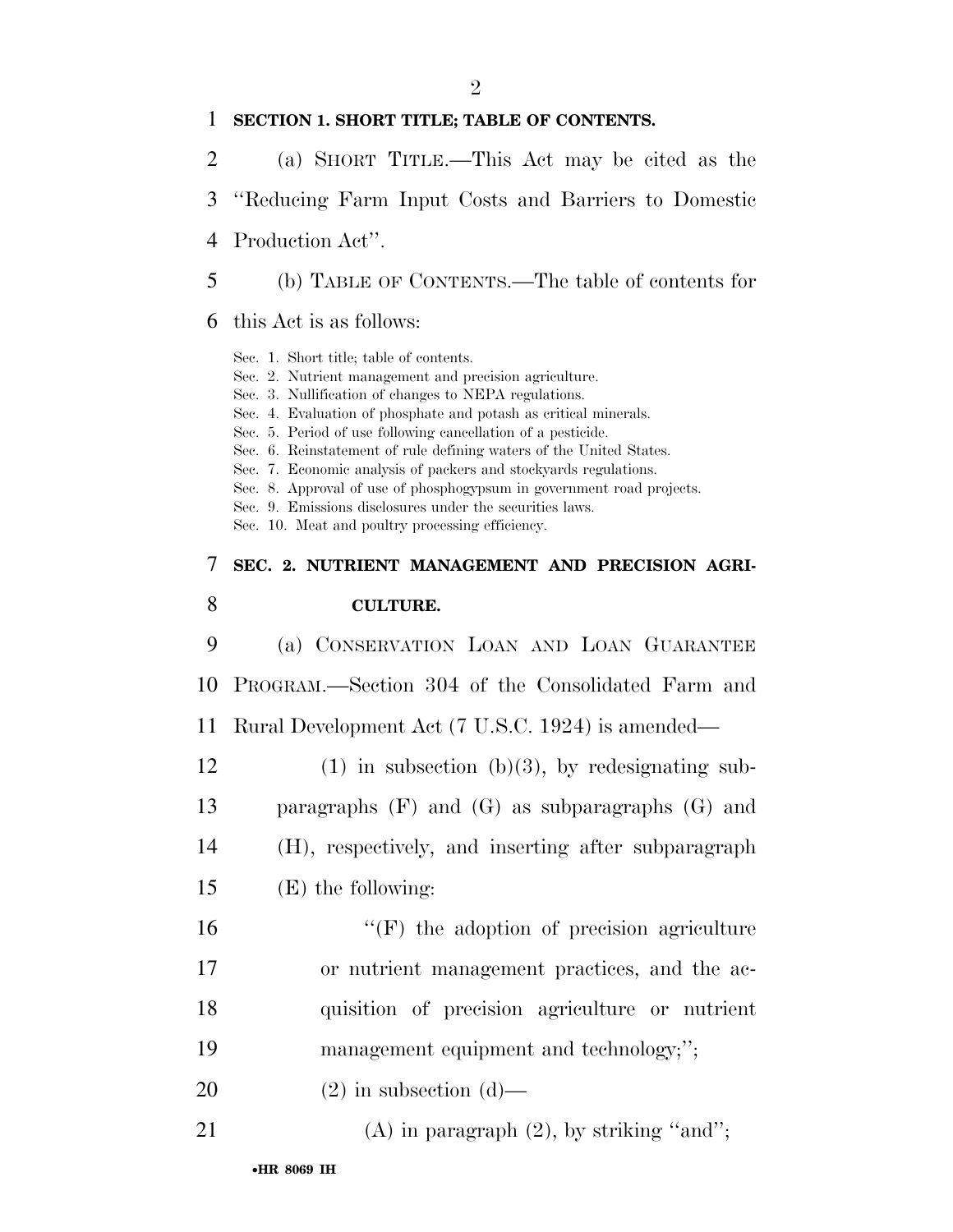**SECTION 1. SHORT TITLE; TABLE OF CONTENTS.**

(a) SHORT TITLE.—This Act may be cited as the "Reducing Farm Input Costs and Barriers to Domestic Production Act".

(b) TABLE OF CONTENTS.—The table of contents for this Act is as follows:

Sec. 1. Short title; table of contents.
Sec. 2. Nutrient management and precision agriculture.
Sec. 3. Nullification of changes to NEPA regulations.
Sec. 4. Evaluation of phosphate and potash as critical minerals.
Sec. 5. Period of use following cancellation of a pesticide.
Sec. 6. Reinstatement of rule defining waters of the United States.
Sec. 7. Economic analysis of packers and stockyards regulations.
Sec. 8. Approval of use of phosphogypsum in government road projects.
Sec. 9. Emissions disclosures under the securities laws.
Sec. 10. Meat and poultry processing efficiency.

**SEC. 2. NUTRIENT MANAGEMENT AND PRECISION AGRICULTURE.**

(a) CONSERVATION LOAN AND LOAN GUARANTEE PROGRAM.—Section 304 of the Consolidated Farm and Rural Development Act (7 U.S.C. 1924) is amended—

(1) in subsection (b)(3), by redesignating subparagraphs (F) and (G) as subparagraphs (G) and (H), respectively, and inserting after subparagraph (E) the following:

"(F) the adoption of precision agriculture or nutrient management practices, and the acquisition of precision agriculture or nutrient management equipment and technology;";

(2) in subsection (d)—

(A) in paragraph (2), by striking "and";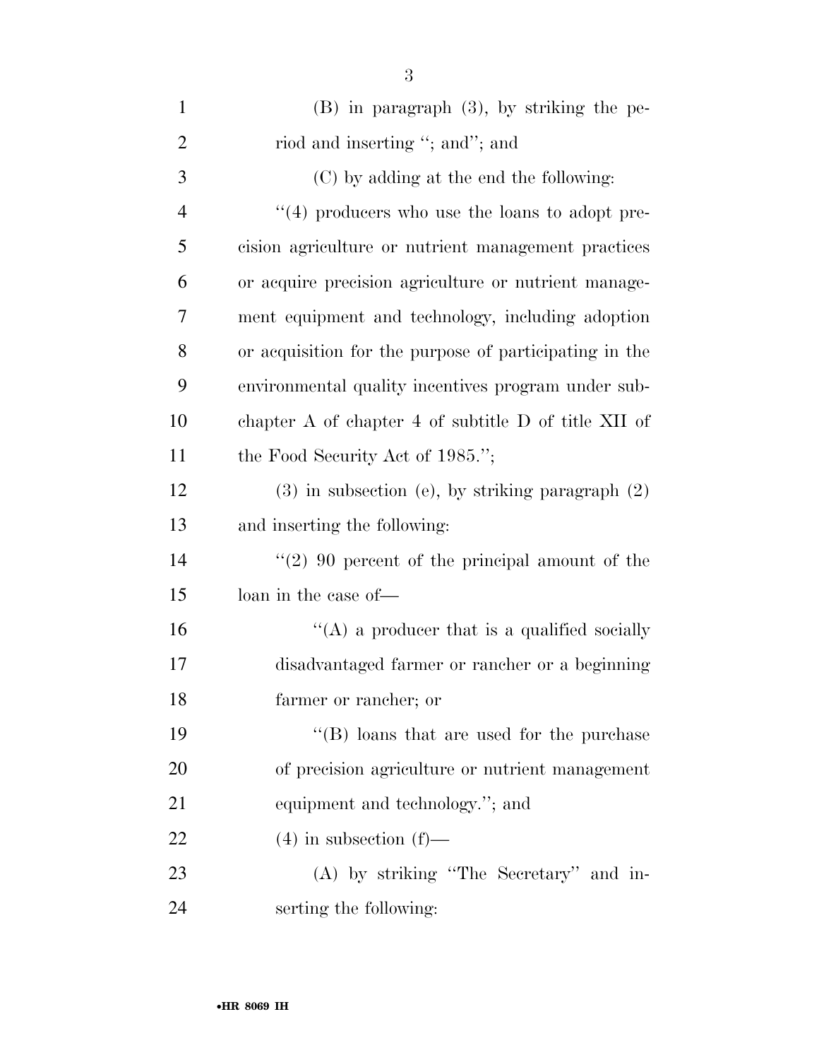(B) in paragraph (3), by striking the period and inserting ''; and''; and

(C) by adding at the end the following:

''(4) producers who use the loans to adopt precision agriculture or nutrient management practices or acquire precision agriculture or nutrient management equipment and technology, including adoption or acquisition for the purpose of participating in the environmental quality incentives program under subchapter A of chapter 4 of subtitle D of title XII of the Food Security Act of 1985.'';

(3) in subsection (e), by striking paragraph (2) and inserting the following:

''(2) 90 percent of the principal amount of the loan in the case of—

''(A) a producer that is a qualified socially disadvantaged farmer or rancher or a beginning farmer or rancher; or

''(B) loans that are used for the purchase of precision agriculture or nutrient management equipment and technology.''; and

(4) in subsection (f)—

(A) by striking ''The Secretary'' and inserting the following: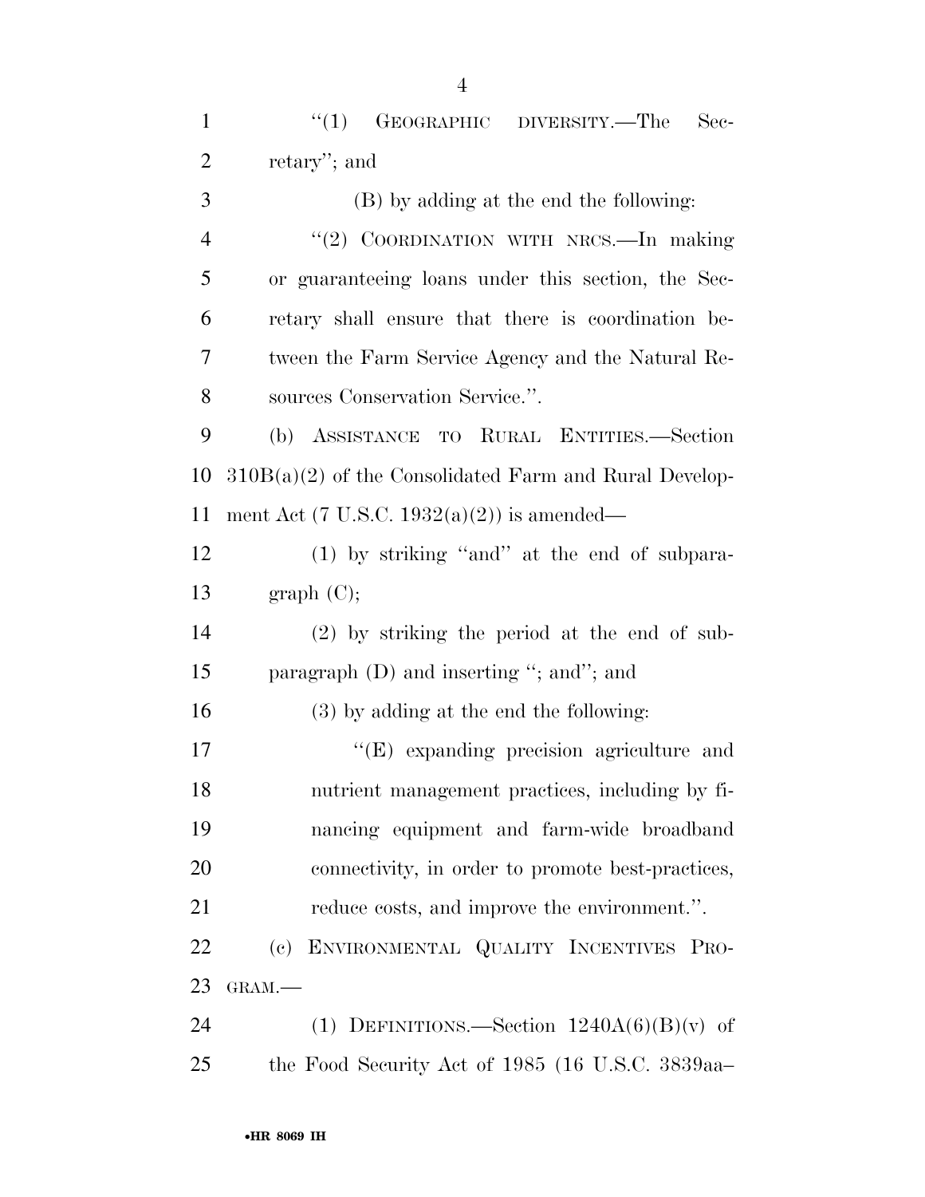"(1) GEOGRAPHIC DIVERSITY.—The Secretary"; and

(B) by adding at the end the following:

"(2) COORDINATION WITH NRCS.—In making or guaranteeing loans under this section, the Secretary shall ensure that there is coordination between the Farm Service Agency and the Natural Resources Conservation Service.".

(b) ASSISTANCE TO RURAL ENTITIES.—Section 310B(a)(2) of the Consolidated Farm and Rural Development Act (7 U.S.C. 1932(a)(2)) is amended—

(1) by striking "and" at the end of subparagraph (C);

(2) by striking the period at the end of subparagraph (D) and inserting "; and"; and

(3) by adding at the end the following:

"(E) expanding precision agriculture and nutrient management practices, including by financing equipment and farm-wide broadband connectivity, in order to promote best-practices, reduce costs, and improve the environment.".

(c) ENVIRONMENTAL QUALITY INCENTIVES PROGRAM.—

(1) DEFINITIONS.—Section 1240A(6)(B)(v) of the Food Security Act of 1985 (16 U.S.C. 3839aa–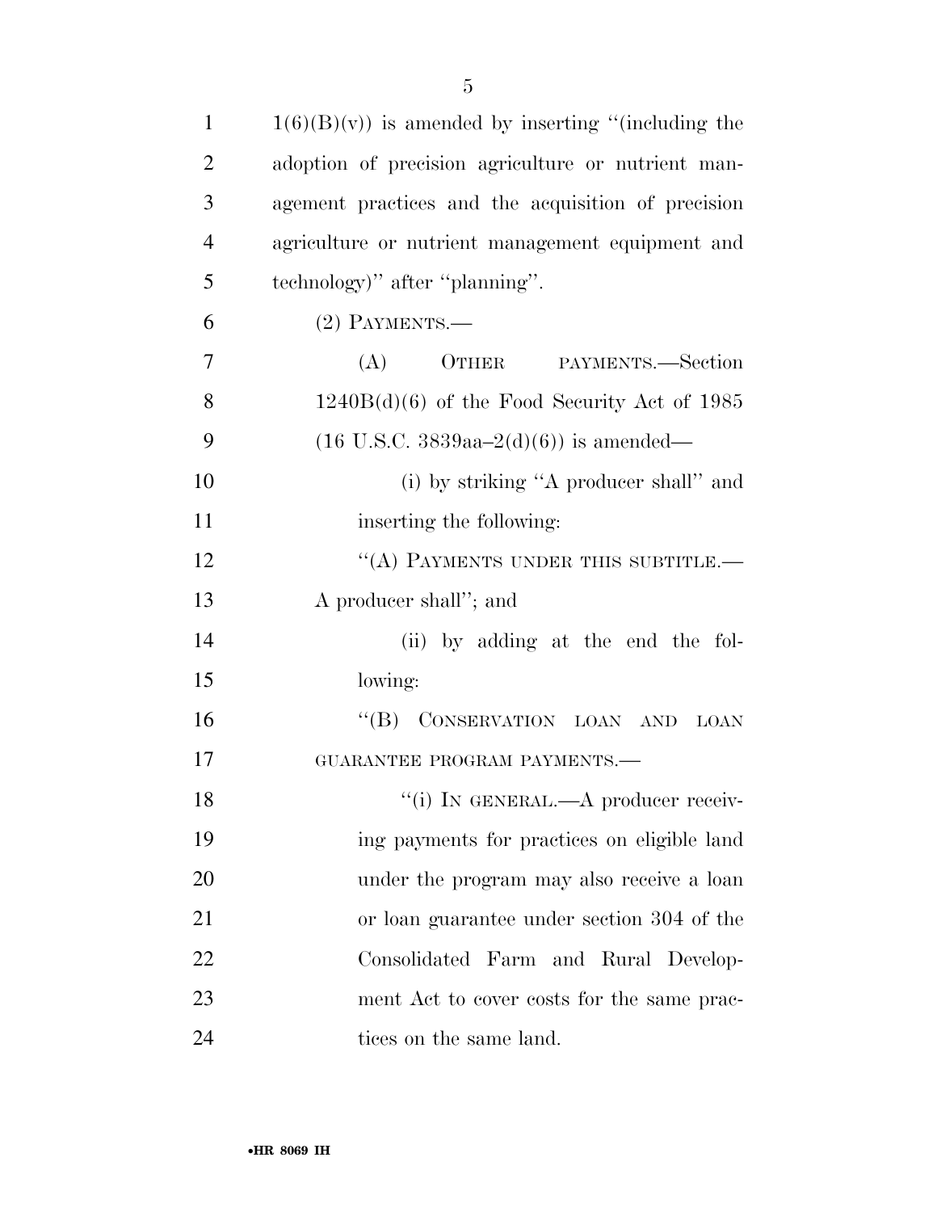1(6)(B)(v)) is amended by inserting "(including the adoption of precision agriculture or nutrient management practices and the acquisition of precision agriculture or nutrient management equipment and technology)" after "planning".

(2) PAYMENTS.—

(A) OTHER PAYMENTS.—Section 1240B(d)(6) of the Food Security Act of 1985 (16 U.S.C. 3839aa–2(d)(6)) is amended—

(i) by striking "A producer shall" and inserting the following:

"(A) PAYMENTS UNDER THIS SUBTITLE.—A producer shall"; and

(ii) by adding at the end the following:

"(B) CONSERVATION LOAN AND LOAN GUARANTEE PROGRAM PAYMENTS.—

"(i) IN GENERAL.—A producer receiving payments for practices on eligible land under the program may also receive a loan or loan guarantee under section 304 of the Consolidated Farm and Rural Development Act to cover costs for the same practices on the same land.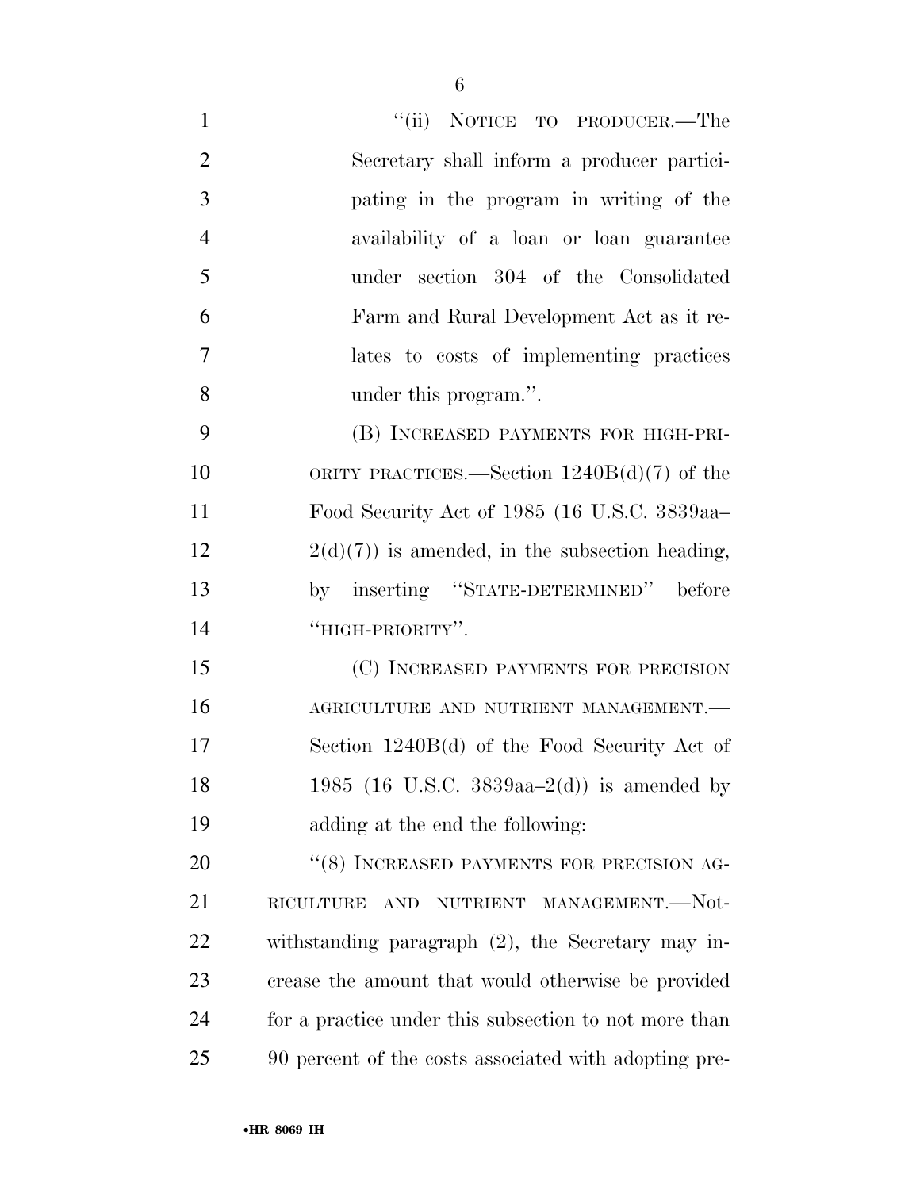"(ii) NOTICE TO PRODUCER.—The Secretary shall inform a producer participating in the program in writing of the availability of a loan or loan guarantee under section 304 of the Consolidated Farm and Rural Development Act as it relates to costs of implementing practices under this program.".

(B) INCREASED PAYMENTS FOR HIGH-PRIORITY PRACTICES.—Section 1240B(d)(7) of the Food Security Act of 1985 (16 U.S.C. 3839aa–2(d)(7)) is amended, in the subsection heading, by inserting "STATE-DETERMINED" before "HIGH-PRIORITY".

(C) INCREASED PAYMENTS FOR PRECISION AGRICULTURE AND NUTRIENT MANAGEMENT.—Section 1240B(d) of the Food Security Act of 1985 (16 U.S.C. 3839aa–2(d)) is amended by adding at the end the following:

"(8) INCREASED PAYMENTS FOR PRECISION AGRICULTURE AND NUTRIENT MANAGEMENT.—Notwithstanding paragraph (2), the Secretary may increase the amount that would otherwise be provided for a practice under this subsection to not more than 90 percent of the costs associated with adopting pre-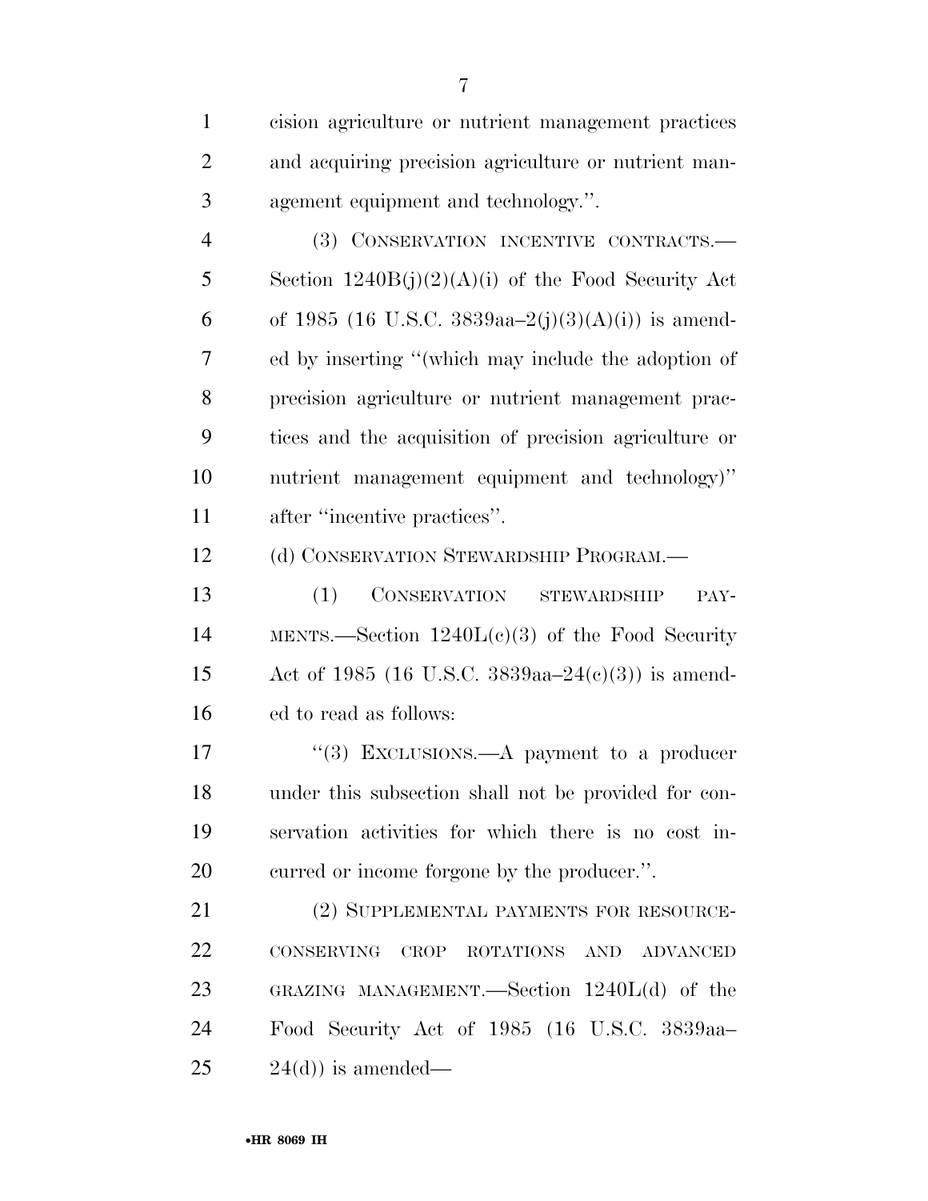cision agriculture or nutrient management practices and acquiring precision agriculture or nutrient management equipment and technology.''.

(3) CONSERVATION INCENTIVE CONTRACTS.—Section 1240B(j)(2)(A)(i) of the Food Security Act of 1985 (16 U.S.C. 3839aa–2(j)(3)(A)(i)) is amended by inserting ''(which may include the adoption of precision agriculture or nutrient management practices and the acquisition of precision agriculture or nutrient management equipment and technology)'' after ''incentive practices''.

(d) CONSERVATION STEWARDSHIP PROGRAM.—

(1) CONSERVATION STEWARDSHIP PAYMENTS.—Section 1240L(c)(3) of the Food Security Act of 1985 (16 U.S.C. 3839aa–24(c)(3)) is amended to read as follows:

''(3) EXCLUSIONS.—A payment to a producer under this subsection shall not be provided for conservation activities for which there is no cost incurred or income forgone by the producer.''.

(2) SUPPLEMENTAL PAYMENTS FOR RESOURCE-CONSERVING CROP ROTATIONS AND ADVANCED GRAZING MANAGEMENT.—Section 1240L(d) of the Food Security Act of 1985 (16 U.S.C. 3839aa–24(d)) is amended—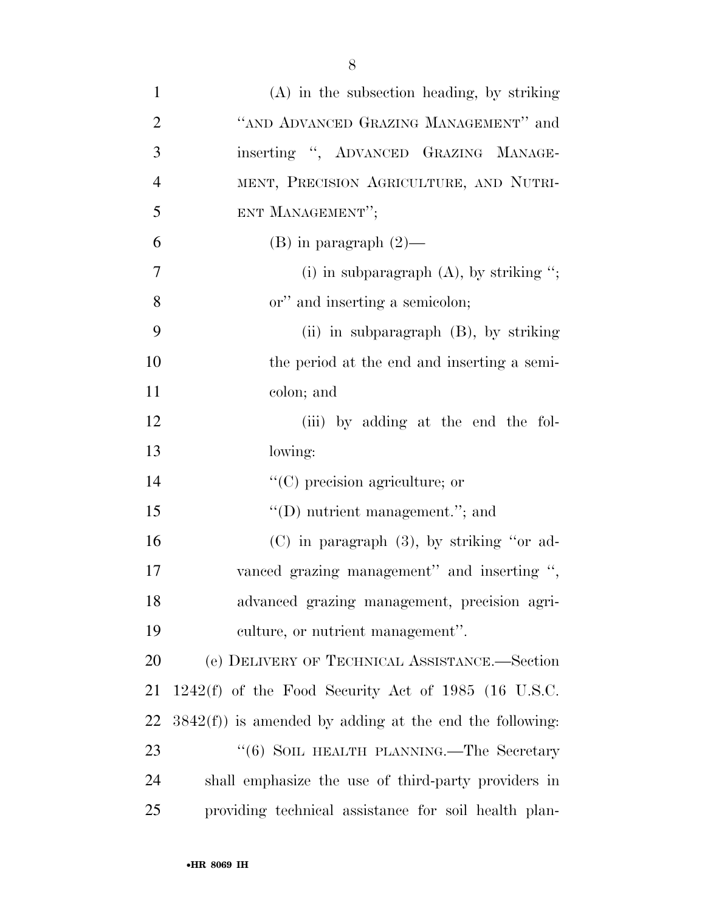(A) in the subsection heading, by striking ''AND ADVANCED GRAZING MANAGEMENT'' and inserting '', ADVANCED GRAZING MANAGEMENT, PRECISION AGRICULTURE, AND NUTRIENT MANAGEMENT'';

(B) in paragraph (2)—

(i) in subparagraph (A), by striking ''; or'' and inserting a semicolon;

(ii) in subparagraph (B), by striking the period at the end and inserting a semicolon; and

(iii) by adding at the end the following:

''(C) precision agriculture; or

''(D) nutrient management.''; and

(C) in paragraph (3), by striking ''or advanced grazing management'' and inserting '', advanced grazing management, precision agriculture, or nutrient management''.

(e) DELIVERY OF TECHNICAL ASSISTANCE.—Section 1242(f) of the Food Security Act of 1985 (16 U.S.C. 3842(f)) is amended by adding at the end the following:

''(6) SOIL HEALTH PLANNING.—The Secretary shall emphasize the use of third-party providers in providing technical assistance for soil health plan-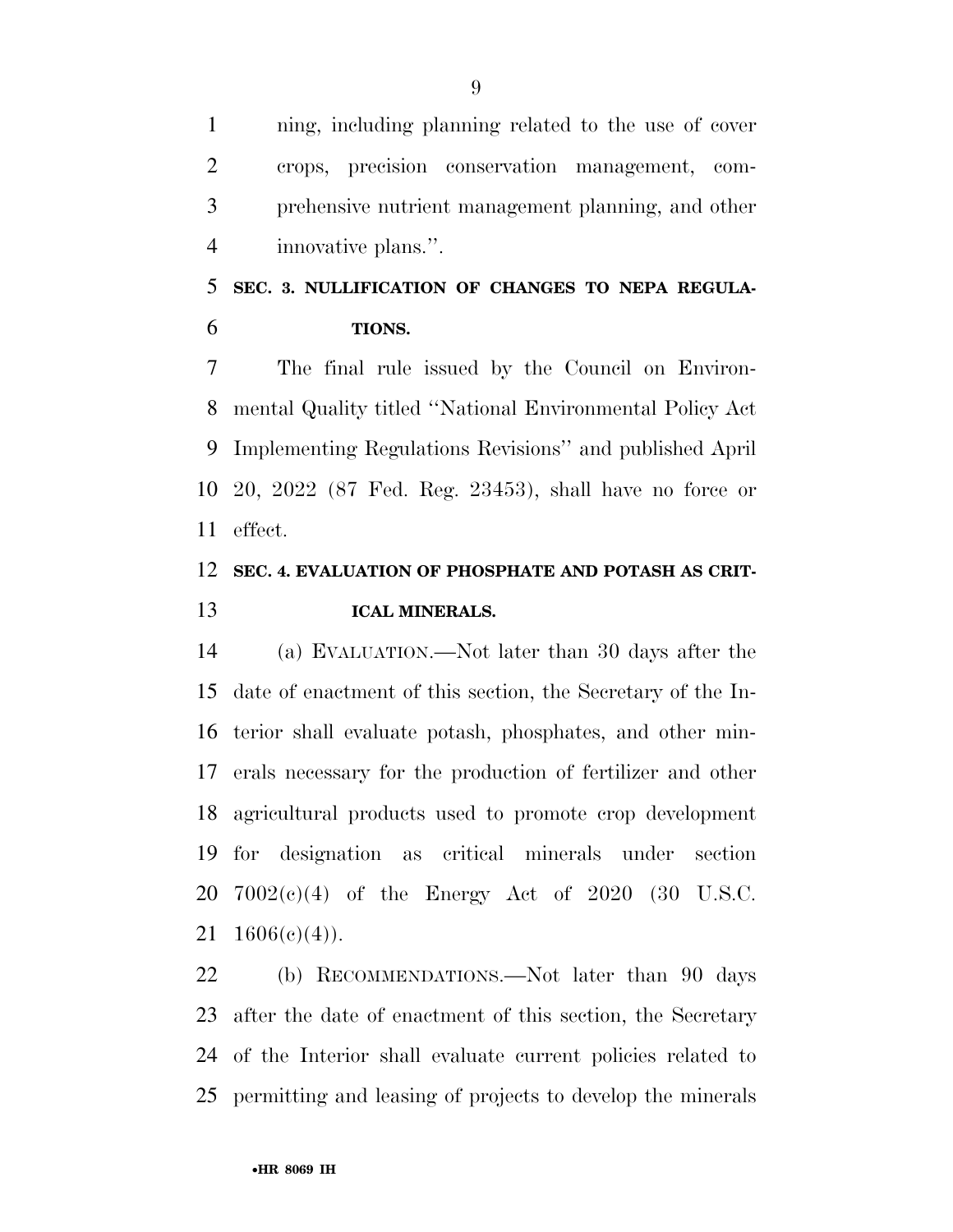ning, including planning related to the use of cover crops, precision conservation management, comprehensive nutrient management planning, and other innovative plans.''.

## SEC. 3. NULLIFICATION OF CHANGES TO NEPA REGULATIONS.

The final rule issued by the Council on Environmental Quality titled ''National Environmental Policy Act Implementing Regulations Revisions'' and published April 20, 2022 (87 Fed. Reg. 23453), shall have no force or effect.

## SEC. 4. EVALUATION OF PHOSPHATE AND POTASH AS CRITICAL MINERALS.

(a) EVALUATION.—Not later than 30 days after the date of enactment of this section, the Secretary of the Interior shall evaluate potash, phosphates, and other minerals necessary for the production of fertilizer and other agricultural products used to promote crop development for designation as critical minerals under section 7002(c)(4) of the Energy Act of 2020 (30 U.S.C. 1606(c)(4)).

(b) RECOMMENDATIONS.—Not later than 90 days after the date of enactment of this section, the Secretary of the Interior shall evaluate current policies related to permitting and leasing of projects to develop the minerals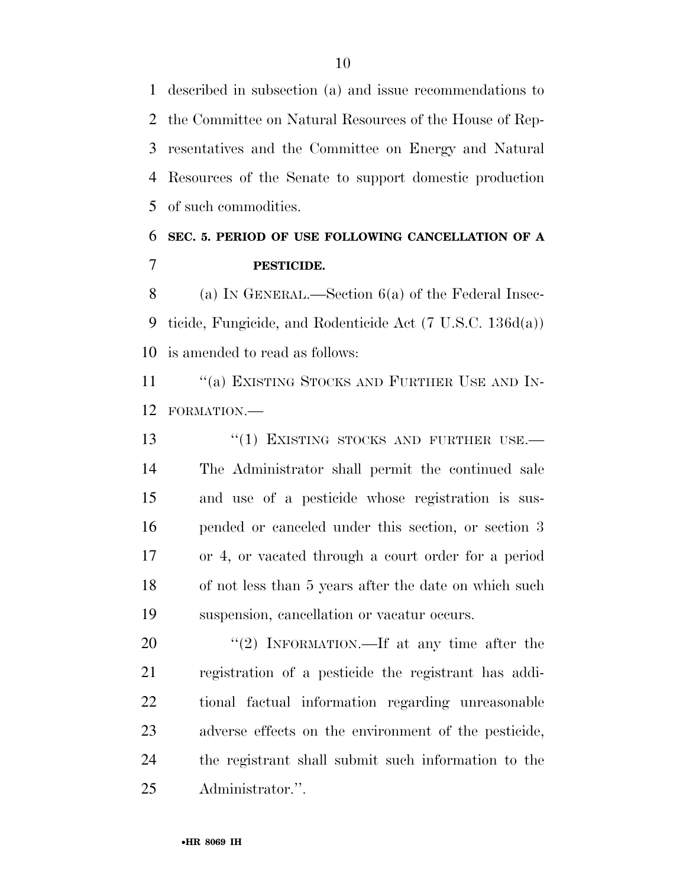described in subsection (a) and issue recommendations to the Committee on Natural Resources of the House of Representatives and the Committee on Energy and Natural Resources of the Senate to support domestic production of such commodities.

**SEC. 5. PERIOD OF USE FOLLOWING CANCELLATION OF A PESTICIDE.**

(a) IN GENERAL.—Section 6(a) of the Federal Insecticide, Fungicide, and Rodenticide Act (7 U.S.C. 136d(a)) is amended to read as follows:

''(a) EXISTING STOCKS AND FURTHER USE AND INFORMATION.—

''(1) EXISTING STOCKS AND FURTHER USE.—The Administrator shall permit the continued sale and use of a pesticide whose registration is suspended or canceled under this section, or section 3 or 4, or vacated through a court order for a period of not less than 5 years after the date on which such suspension, cancellation or vacatur occurs.

''(2) INFORMATION.—If at any time after the registration of a pesticide the registrant has additional factual information regarding unreasonable adverse effects on the environment of the pesticide, the registrant shall submit such information to the Administrator.''.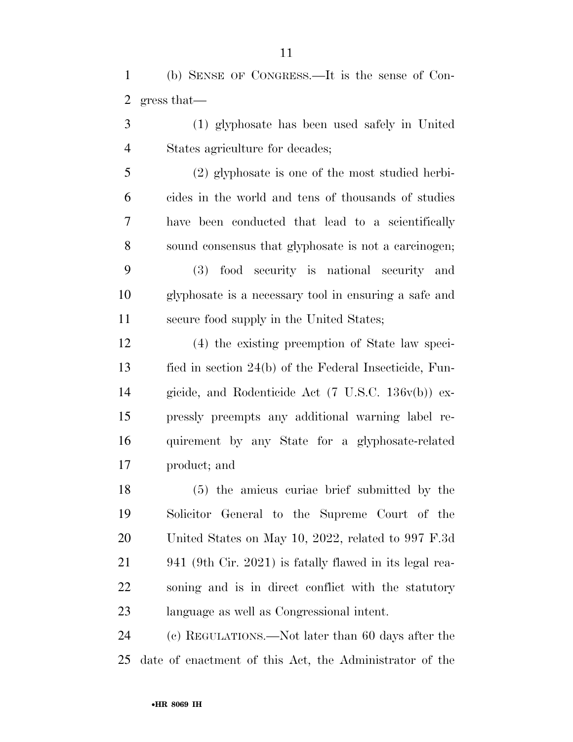(b) SENSE OF CONGRESS.—It is the sense of Congress that—

(1) glyphosate has been used safely in United States agriculture for decades;

(2) glyphosate is one of the most studied herbicides in the world and tens of thousands of studies have been conducted that lead to a scientifically sound consensus that glyphosate is not a carcinogen;

(3) food security is national security and glyphosate is a necessary tool in ensuring a safe and secure food supply in the United States;

(4) the existing preemption of State law specified in section 24(b) of the Federal Insecticide, Fungicide, and Rodenticide Act (7 U.S.C. 136v(b)) expressly preempts any additional warning label requirement by any State for a glyphosate-related product; and

(5) the amicus curiae brief submitted by the Solicitor General to the Supreme Court of the United States on May 10, 2022, related to 997 F.3d 941 (9th Cir. 2021) is fatally flawed in its legal reasoning and is in direct conflict with the statutory language as well as Congressional intent.

(c) REGULATIONS.—Not later than 60 days after the date of enactment of this Act, the Administrator of the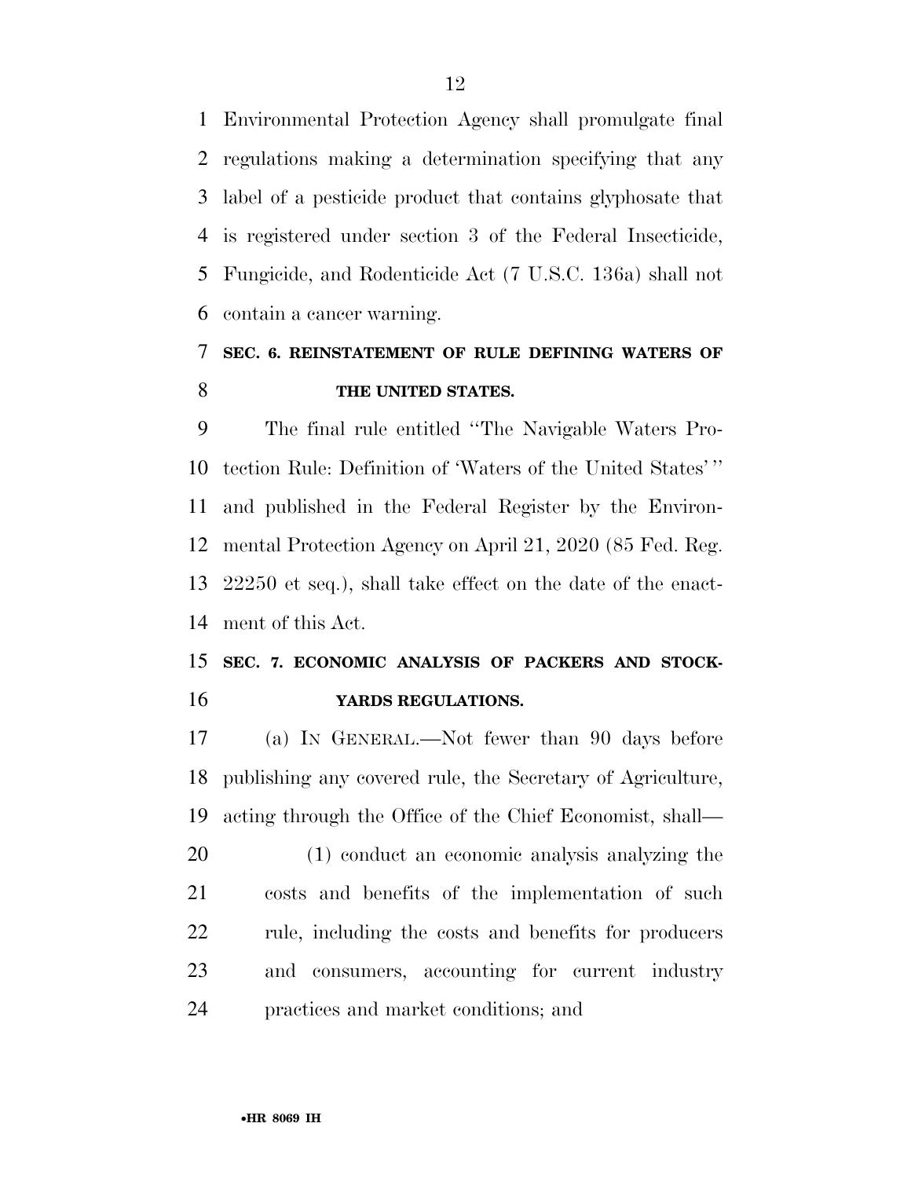Environmental Protection Agency shall promulgate final regulations making a determination specifying that any label of a pesticide product that contains glyphosate that is registered under section 3 of the Federal Insecticide, Fungicide, and Rodenticide Act (7 U.S.C. 136a) shall not contain a cancer warning.

## SEC. 6. REINSTATEMENT OF RULE DEFINING WATERS OF THE UNITED STATES.

The final rule entitled "The Navigable Waters Protection Rule: Definition of 'Waters of the United States'" and published in the Federal Register by the Environmental Protection Agency on April 21, 2020 (85 Fed. Reg. 22250 et seq.), shall take effect on the date of the enactment of this Act.

## SEC. 7. ECONOMIC ANALYSIS OF PACKERS AND STOCKYARDS REGULATIONS.

(a) IN GENERAL.—Not fewer than 90 days before publishing any covered rule, the Secretary of Agriculture, acting through the Office of the Chief Economist, shall—

(1) conduct an economic analysis analyzing the costs and benefits of the implementation of such rule, including the costs and benefits for producers and consumers, accounting for current industry practices and market conditions; and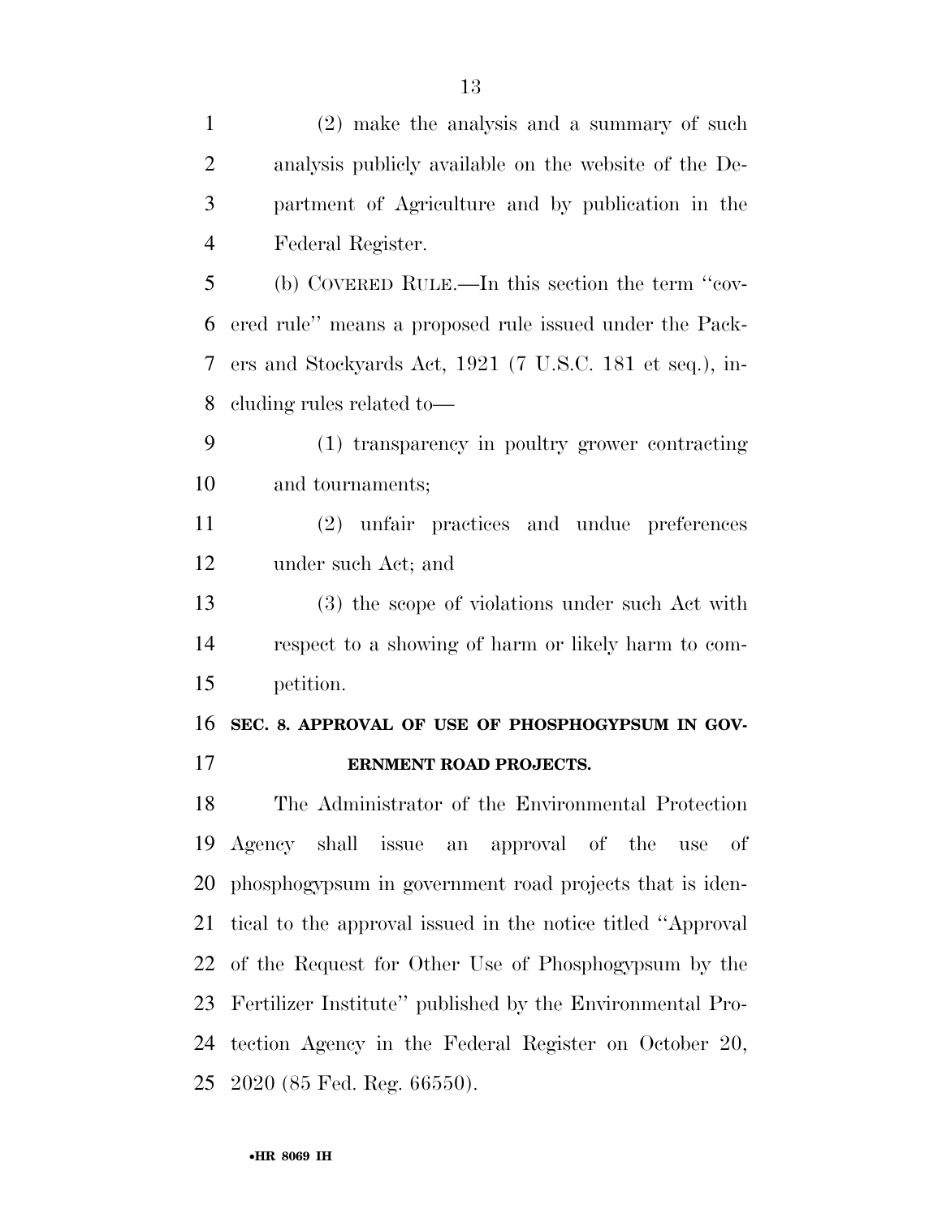(2) make the analysis and a summary of such analysis publicly available on the website of the Department of Agriculture and by publication in the Federal Register.

(b) COVERED RULE.—In this section the term ''covered rule'' means a proposed rule issued under the Packers and Stockyards Act, 1921 (7 U.S.C. 181 et seq.), including rules related to—

(1) transparency in poultry grower contracting and tournaments;

(2) unfair practices and undue preferences under such Act; and

(3) the scope of violations under such Act with respect to a showing of harm or likely harm to competition.

**SEC. 8. APPROVAL OF USE OF PHOSPHOGYPSUM IN GOVERNMENT ROAD PROJECTS.**

The Administrator of the Environmental Protection Agency shall issue an approval of the use of phosphogypsum in government road projects that is identical to the approval issued in the notice titled ''Approval of the Request for Other Use of Phosphogypsum by the Fertilizer Institute'' published by the Environmental Protection Agency in the Federal Register on October 20, 2020 (85 Fed. Reg. 66550).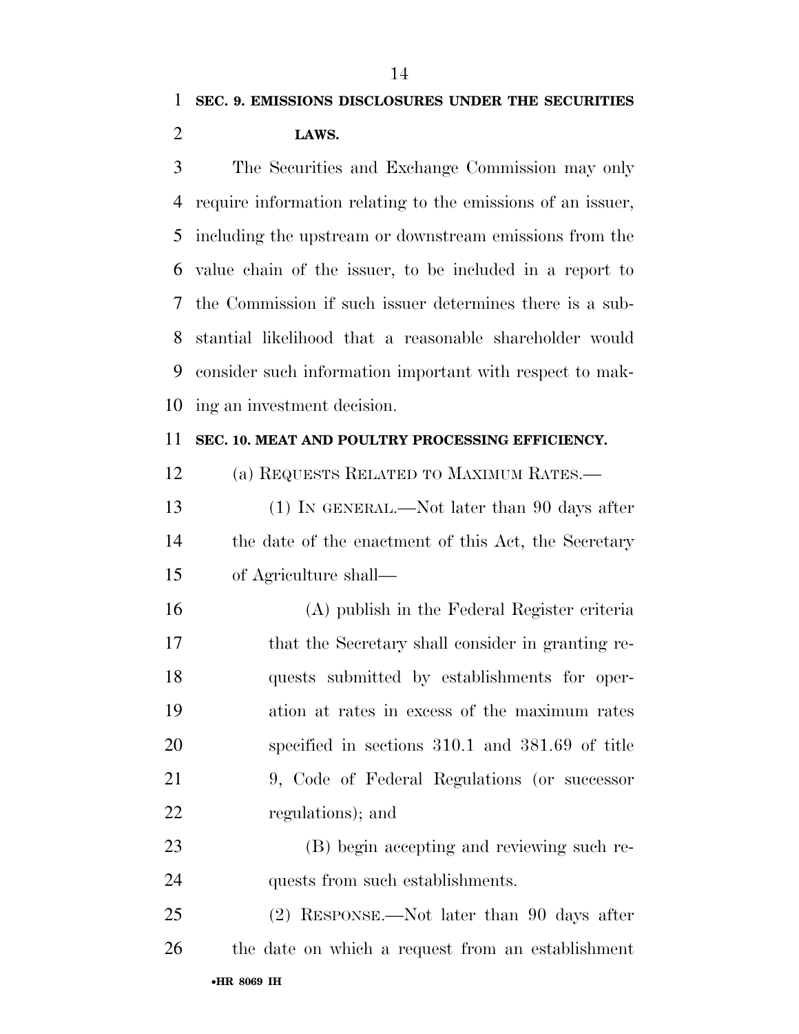**SEC. 9. EMISSIONS DISCLOSURES UNDER THE SECURITIES LAWS.**

The Securities and Exchange Commission may only require information relating to the emissions of an issuer, including the upstream or downstream emissions from the value chain of the issuer, to be included in a report to the Commission if such issuer determines there is a substantial likelihood that a reasonable shareholder would consider such information important with respect to making an investment decision.

**SEC. 10. MEAT AND POULTRY PROCESSING EFFICIENCY.**

(a) REQUESTS RELATED TO MAXIMUM RATES.—

(1) IN GENERAL.—Not later than 90 days after the date of the enactment of this Act, the Secretary of Agriculture shall—

(A) publish in the Federal Register criteria that the Secretary shall consider in granting requests submitted by establishments for operation at rates in excess of the maximum rates specified in sections 310.1 and 381.69 of title 9, Code of Federal Regulations (or successor regulations); and

(B) begin accepting and reviewing such requests from such establishments.

(2) RESPONSE.—Not later than 90 days after the date on which a request from an establishment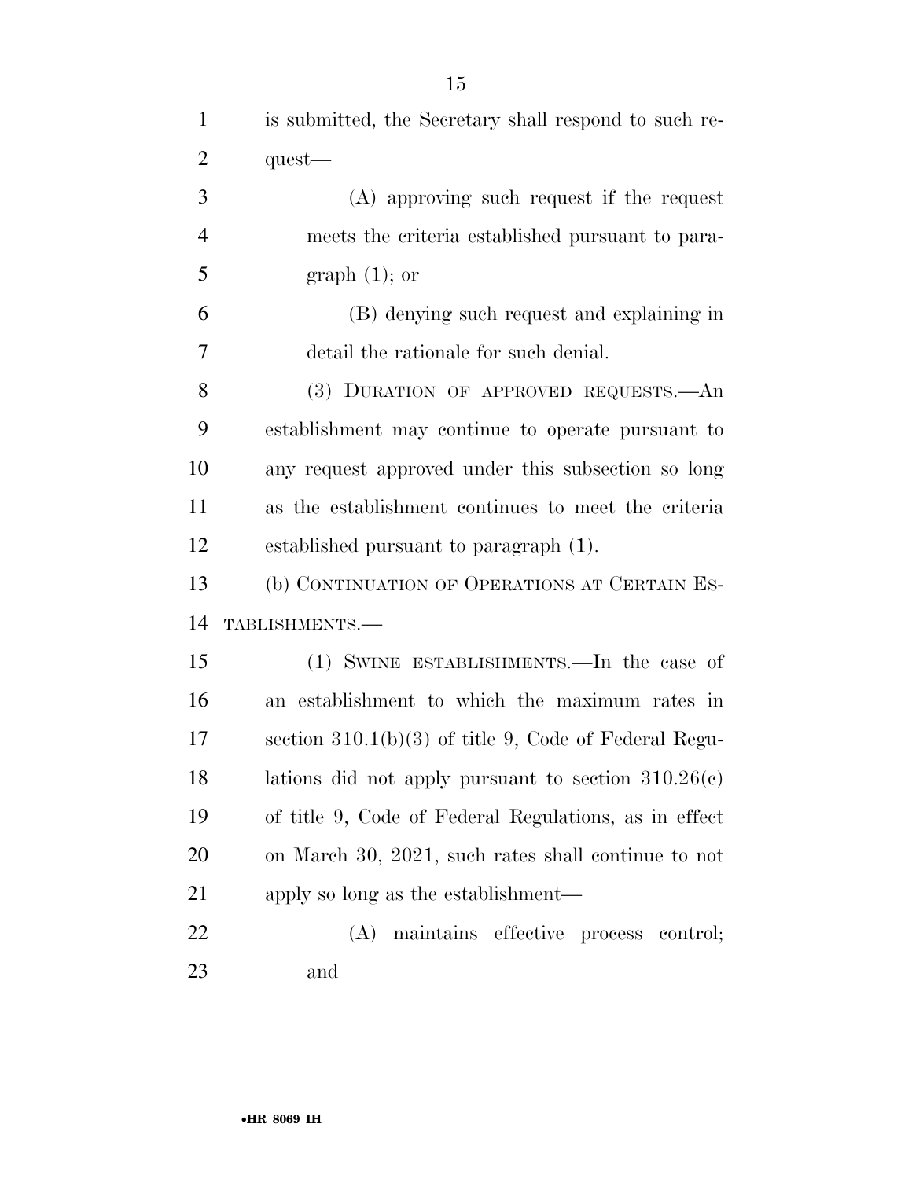is submitted, the Secretary shall respond to such request—

(A) approving such request if the request meets the criteria established pursuant to paragraph (1); or

(B) denying such request and explaining in detail the rationale for such denial.

(3) DURATION OF APPROVED REQUESTS.—An establishment may continue to operate pursuant to any request approved under this subsection so long as the establishment continues to meet the criteria established pursuant to paragraph (1).

(b) CONTINUATION OF OPERATIONS AT CERTAIN ESTABLISHMENTS.—

(1) SWINE ESTABLISHMENTS.—In the case of an establishment to which the maximum rates in section 310.1(b)(3) of title 9, Code of Federal Regulations did not apply pursuant to section 310.26(c) of title 9, Code of Federal Regulations, as in effect on March 30, 2021, such rates shall continue to not apply so long as the establishment—

(A) maintains effective process control; and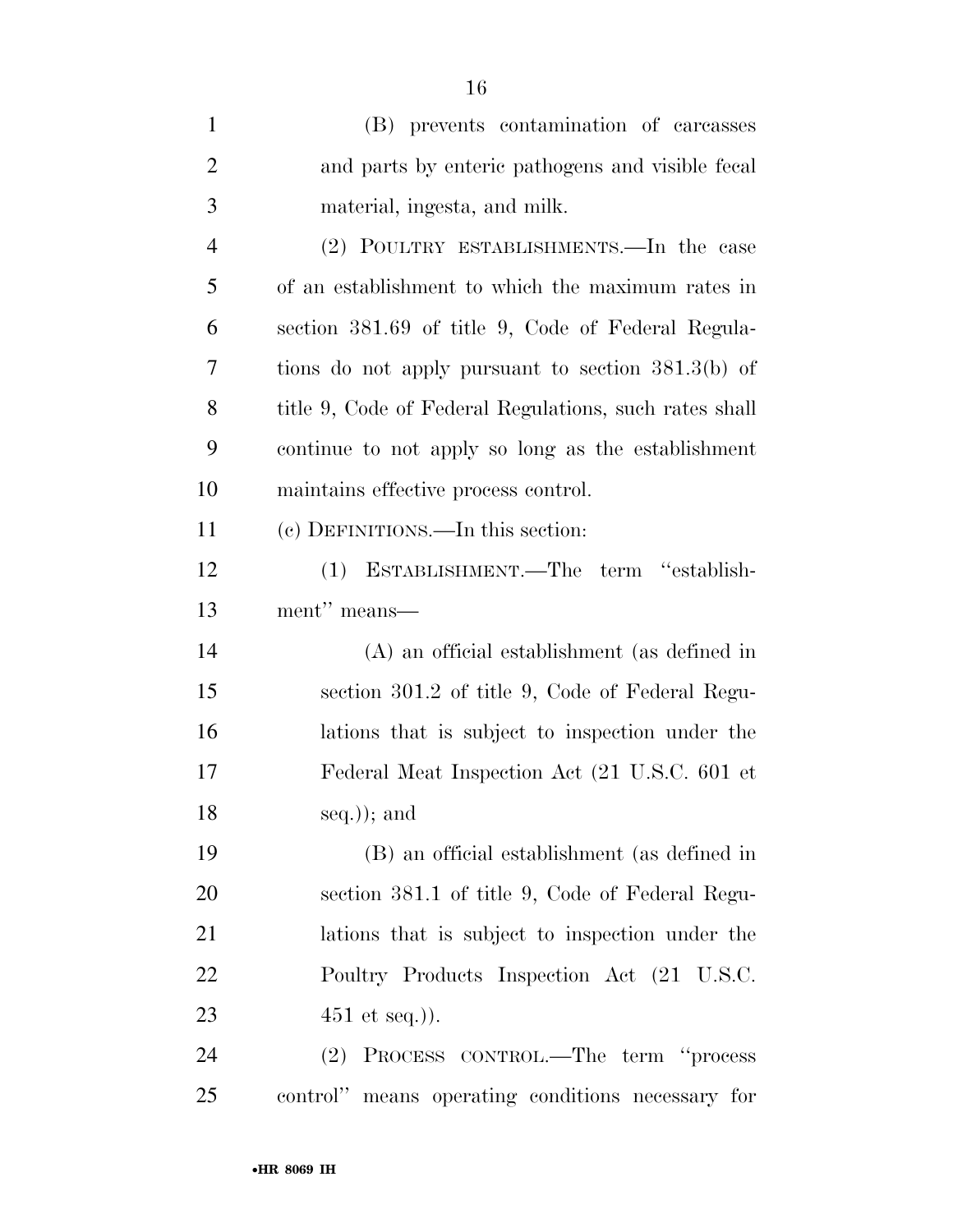(B) prevents contamination of carcasses and parts by enteric pathogens and visible fecal material, ingesta, and milk.

(2) POULTRY ESTABLISHMENTS.—In the case of an establishment to which the maximum rates in section 381.69 of title 9, Code of Federal Regulations do not apply pursuant to section 381.3(b) of title 9, Code of Federal Regulations, such rates shall continue to not apply so long as the establishment maintains effective process control.

(c) DEFINITIONS.—In this section:

(1) ESTABLISHMENT.—The term ''establishment'' means—

(A) an official establishment (as defined in section 301.2 of title 9, Code of Federal Regulations that is subject to inspection under the Federal Meat Inspection Act (21 U.S.C. 601 et seq.)); and

(B) an official establishment (as defined in section 381.1 of title 9, Code of Federal Regulations that is subject to inspection under the Poultry Products Inspection Act (21 U.S.C. 451 et seq.)).

(2) PROCESS CONTROL.—The term ''process control'' means operating conditions necessary for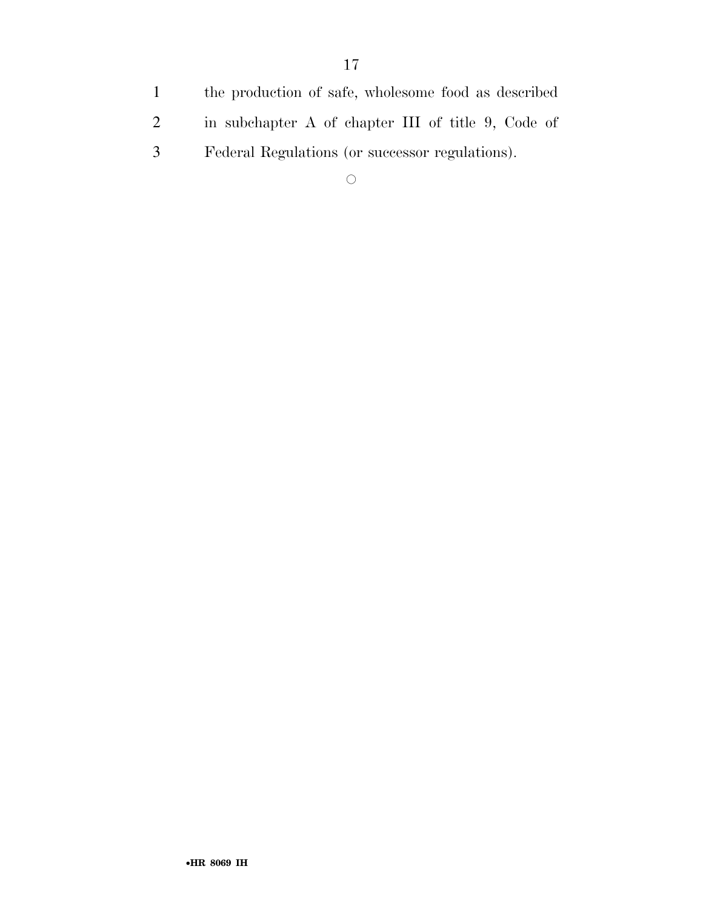the production of safe, wholesome food as described in subchapter A of chapter III of title 9, Code of Federal Regulations (or successor regulations).